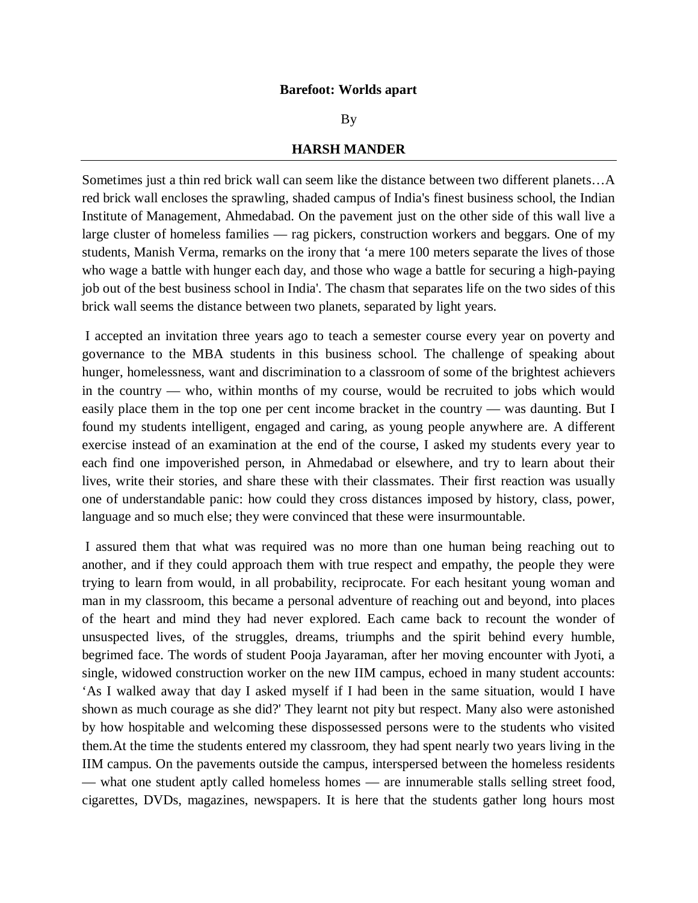**Barefoot: Worlds apart**

By

**HARSH MANDER**

---

Sometimes just a thin red brick wall can seem like the distance between two different planets…A red brick wall encloses the sprawling, shaded campus of India's finest business school, the Indian Institute of Management, Ahmedabad. On the pavement just on the other side of this wall live a large cluster of homeless families — rag pickers, construction workers and beggars. One of my students, Manish Verma, remarks on the irony that 'a mere 100 meters separate the lives of those who wage a battle with hunger each day, and those who wage a battle for securing a high-paying job out of the best business school in India'. The chasm that separates life on the two sides of this brick wall seems the distance between two planets, separated by light years.

I accepted an invitation three years ago to teach a semester course every year on poverty and governance to the MBA students in this business school. The challenge of speaking about hunger, homelessness, want and discrimination to a classroom of some of the brightest achievers in the country — who, within months of my course, would be recruited to jobs which would easily place them in the top one per cent income bracket in the country — was daunting. But I found my students intelligent, engaged and caring, as young people anywhere are. A different exercise instead of an examination at the end of the course, I asked my students every year to each find one impoverished person, in Ahmedabad or elsewhere, and try to learn about their lives, write their stories, and share these with their classmates. Their first reaction was usually one of understandable panic: how could they cross distances imposed by history, class, power, language and so much else; they were convinced that these were insurmountable.

I assured them that what was required was no more than one human being reaching out to another, and if they could approach them with true respect and empathy, the people they were trying to learn from would, in all probability, reciprocate. For each hesitant young woman and man in my classroom, this became a personal adventure of reaching out and beyond, into places of the heart and mind they had never explored. Each came back to recount the wonder of unsuspected lives, of the struggles, dreams, triumphs and the spirit behind every humble, begrimed face. The words of student Pooja Jayaraman, after her moving encounter with Jyoti, a single, widowed construction worker on the new IIM campus, echoed in many student accounts: 'As I walked away that day I asked myself if I had been in the same situation, would I have shown as much courage as she did?' They learnt not pity but respect. Many also were astonished by how hospitable and welcoming these dispossessed persons were to the students who visited them.At the time the students entered my classroom, they had spent nearly two years living in the IIM campus. On the pavements outside the campus, interspersed between the homeless residents — what one student aptly called homeless homes — are innumerable stalls selling street food, cigarettes, DVDs, magazines, newspapers. It is here that the students gather long hours most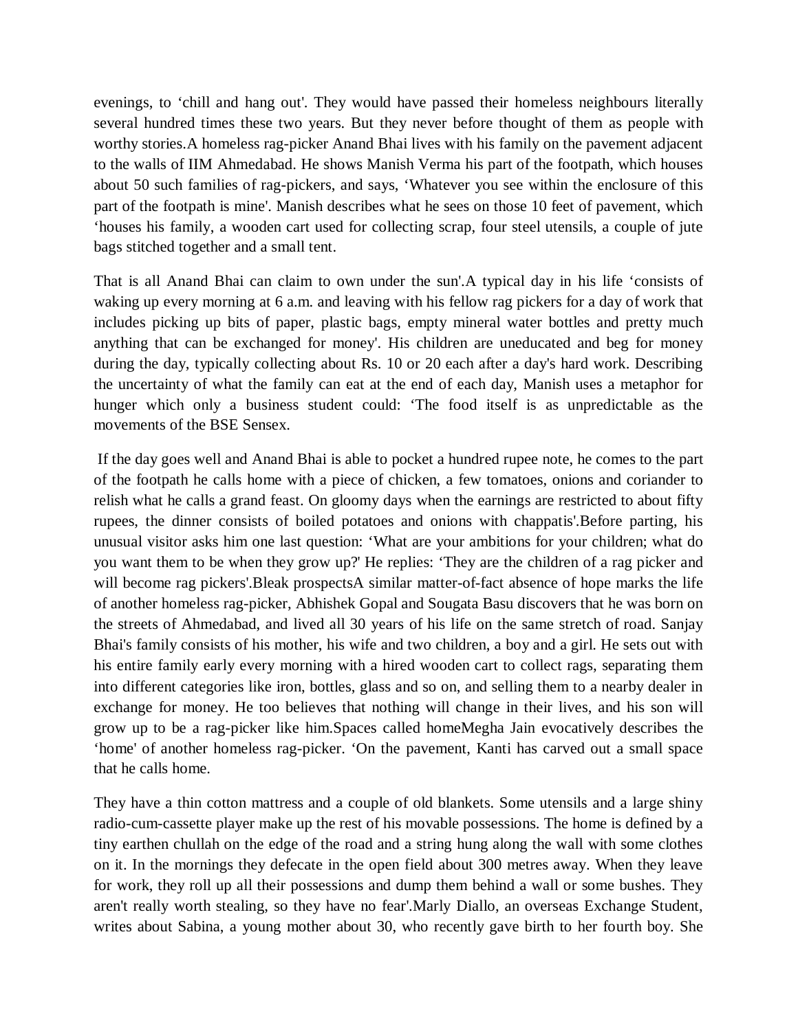evenings, to 'chill and hang out'. They would have passed their homeless neighbours literally several hundred times these two years. But they never before thought of them as people with worthy stories.A homeless rag-picker Anand Bhai lives with his family on the pavement adjacent to the walls of IIM Ahmedabad. He shows Manish Verma his part of the footpath, which houses about 50 such families of rag-pickers, and says, 'Whatever you see within the enclosure of this part of the footpath is mine'. Manish describes what he sees on those 10 feet of pavement, which 'houses his family, a wooden cart used for collecting scrap, four steel utensils, a couple of jute bags stitched together and a small tent.

That is all Anand Bhai can claim to own under the sun'.A typical day in his life 'consists of waking up every morning at 6 a.m. and leaving with his fellow rag pickers for a day of work that includes picking up bits of paper, plastic bags, empty mineral water bottles and pretty much anything that can be exchanged for money'. His children are uneducated and beg for money during the day, typically collecting about Rs. 10 or 20 each after a day's hard work. Describing the uncertainty of what the family can eat at the end of each day, Manish uses a metaphor for hunger which only a business student could: 'The food itself is as unpredictable as the movements of the BSE Sensex.

If the day goes well and Anand Bhai is able to pocket a hundred rupee note, he comes to the part of the footpath he calls home with a piece of chicken, a few tomatoes, onions and coriander to relish what he calls a grand feast. On gloomy days when the earnings are restricted to about fifty rupees, the dinner consists of boiled potatoes and onions with chappatis'.Before parting, his unusual visitor asks him one last question: 'What are your ambitions for your children; what do you want them to be when they grow up?' He replies: 'They are the children of a rag picker and will become rag pickers'.Bleak prospectsA similar matter-of-fact absence of hope marks the life of another homeless rag-picker, Abhishek Gopal and Sougata Basu discovers that he was born on the streets of Ahmedabad, and lived all 30 years of his life on the same stretch of road. Sanjay Bhai's family consists of his mother, his wife and two children, a boy and a girl. He sets out with his entire family early every morning with a hired wooden cart to collect rags, separating them into different categories like iron, bottles, glass and so on, and selling them to a nearby dealer in exchange for money. He too believes that nothing will change in their lives, and his son will grow up to be a rag-picker like him.Spaces called homeMegha Jain evocatively describes the 'home' of another homeless rag-picker. 'On the pavement, Kanti has carved out a small space that he calls home.

They have a thin cotton mattress and a couple of old blankets. Some utensils and a large shiny radio-cum-cassette player make up the rest of his movable possessions. The home is defined by a tiny earthen chullah on the edge of the road and a string hung along the wall with some clothes on it. In the mornings they defecate in the open field about 300 metres away. When they leave for work, they roll up all their possessions and dump them behind a wall or some bushes. They aren't really worth stealing, so they have no fear'.Marly Diallo, an overseas Exchange Student, writes about Sabina, a young mother about 30, who recently gave birth to her fourth boy. She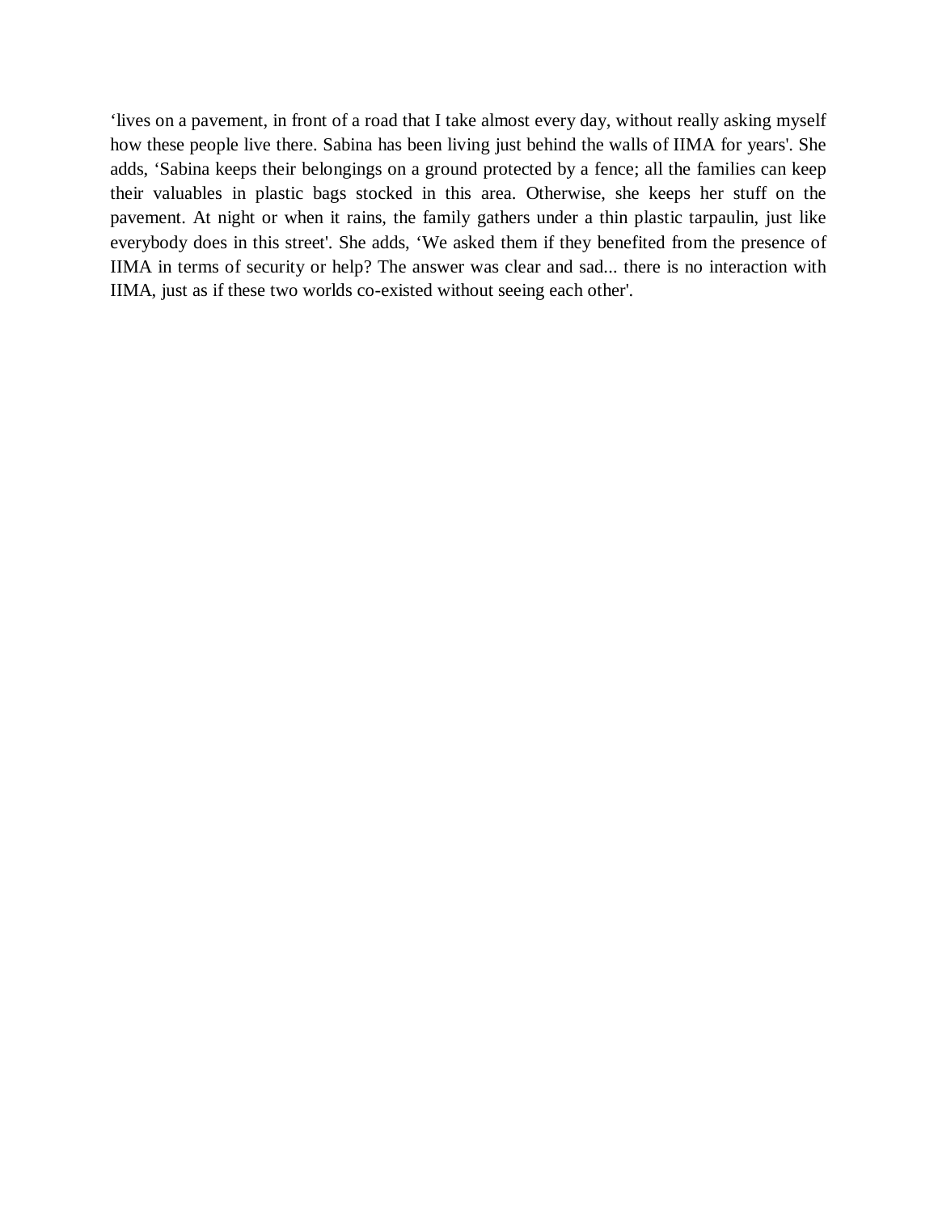‘lives on a pavement, in front of a road that I take almost every day, without really asking myself how these people live there. Sabina has been living just behind the walls of IIMA for years'. She adds, ‘Sabina keeps their belongings on a ground protected by a fence; all the families can keep their valuables in plastic bags stocked in this area. Otherwise, she keeps her stuff on the pavement. At night or when it rains, the family gathers under a thin plastic tarpaulin, just like everybody does in this street'. She adds, ‘We asked them if they benefited from the presence of IIMA in terms of security or help? The answer was clear and sad... there is no interaction with IIMA, just as if these two worlds co-existed without seeing each other'.